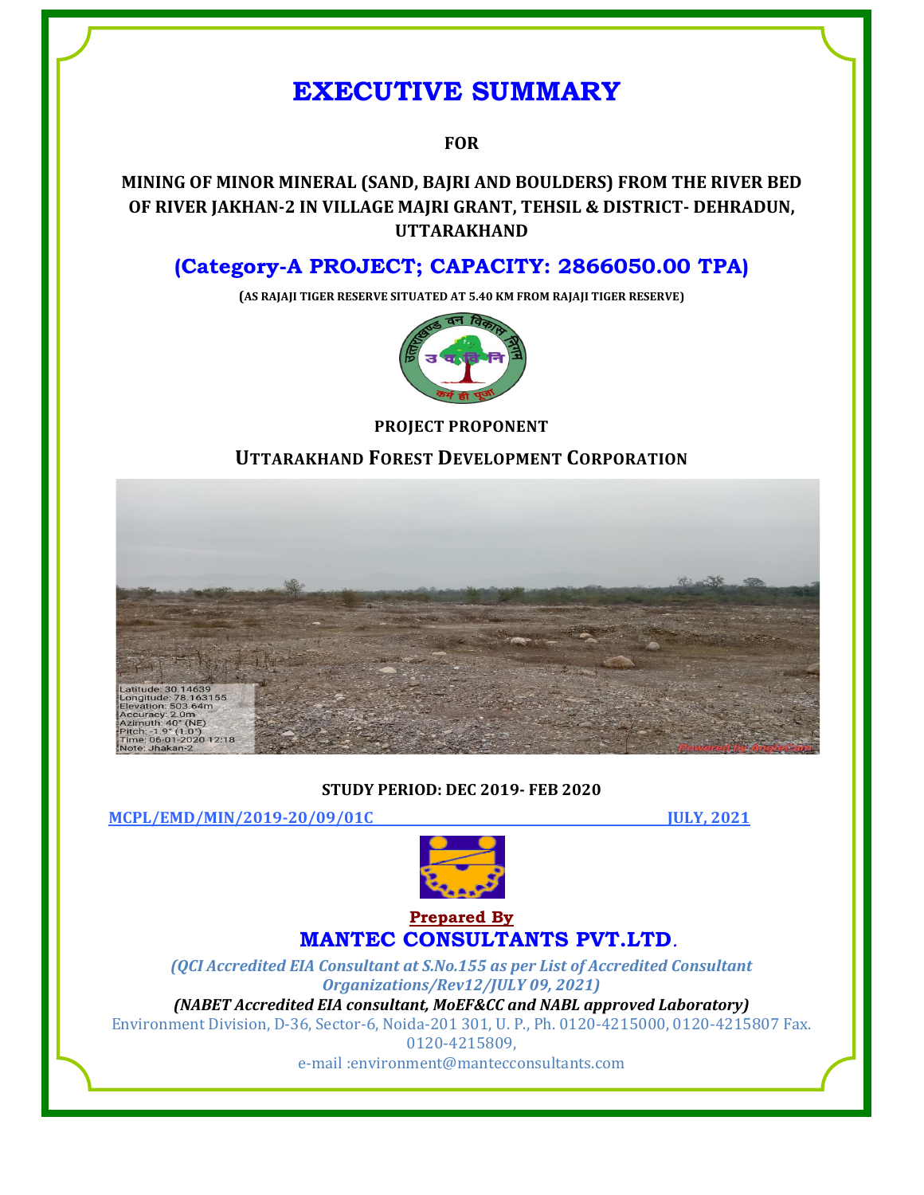# EXECUTIVE SUMMARY

**FOR**

**MINING OF MINOR MINERAL (SAND, BAJRI AND BOULDERS) FROM THE RIVER BED OF RIVER JAKHAN-2 IN VILLAGE MAJRI GRANT, TEHSIL & DISTRICT- DEHRADUN, UTTARAKHAND**

## (Category-A PROJECT; CAPACITY: 2866050.00 TPA)

**(AS RAJAJI TIGER RESERVE SITUATED AT 5.40 KM FROM RAJAJI TIGER RESERVE)**

**PROJECT PROPONENT**

**UTTARAKHAND FOREST DEVELOPMENT CORPORATION**

**STUDY PERIOD: DEC 2019- FEB 2020**

MCPL/EMD/MIN/2019-20/09/01C — JULY, 2021

**Prepared By**

## MANTEC CONSULTANTS PVT.LTD.

*(QCI Accredited EIA Consultant at S.No.155 as per List of Accredited Consultant Organizations/Rev12/JULY 09, 2021)*

***(NABET Accredited EIA consultant, MoEF&CC and NABL approved Laboratory)***

Environment Division, D-36, Sector-6, Noida-201 301, U. P., Ph. 0120-4215000, 0120-4215807 Fax. 0120-4215809,

e-mail :environment@mantecconsultants.com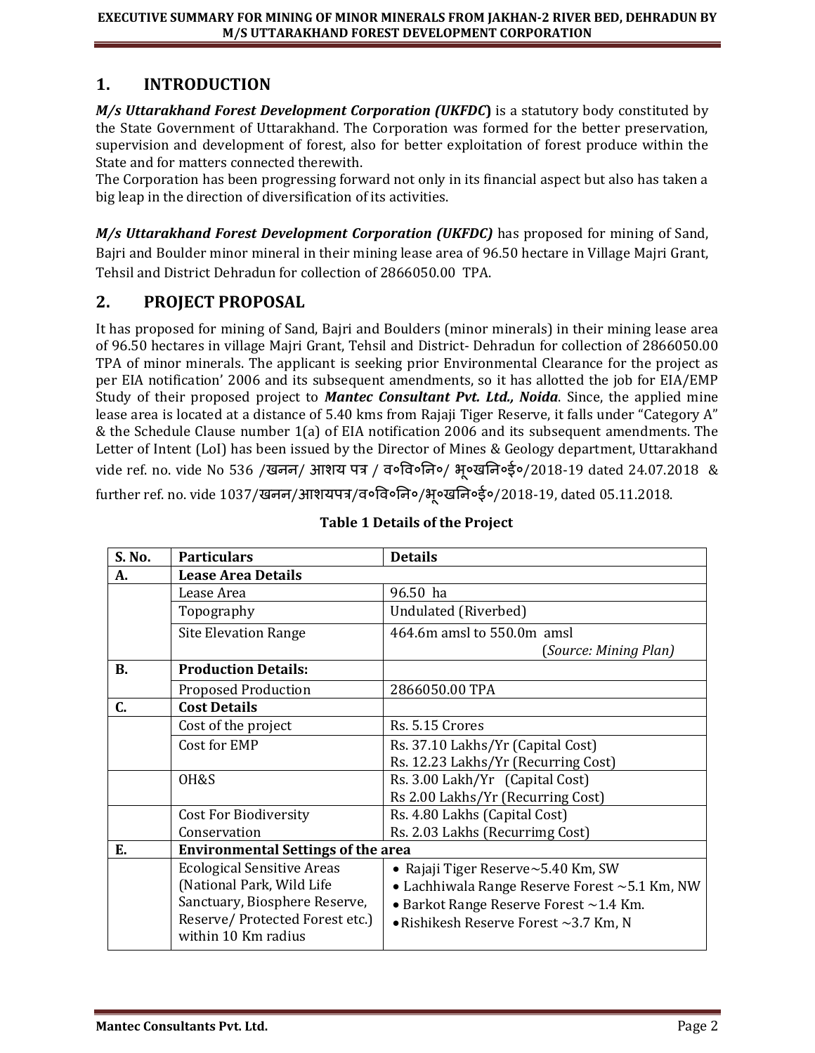## 1. INTRODUCTION

***M/s Uttarakhand Forest Development Corporation (UKFDC)*** is a statutory body constituted by the State Government of Uttarakhand. The Corporation was formed for the better preservation, supervision and development of forest, also for better exploitation of forest produce within the State and for matters connected therewith.

The Corporation has been progressing forward not only in its financial aspect but also has taken a big leap in the direction of diversification of its activities.

***M/s Uttarakhand Forest Development Corporation (UKFDC)*** has proposed for mining of Sand, Bajri and Boulder minor mineral in their mining lease area of 96.50 hectare in Village Majri Grant, Tehsil and District Dehradun for collection of 2866050.00 TPA.

## 2. PROJECT PROPOSAL

It has proposed for mining of Sand, Bajri and Boulders (minor minerals) in their mining lease area of 96.50 hectares in village Majri Grant, Tehsil and District- Dehradun for collection of 2866050.00 TPA of minor minerals. The applicant is seeking prior Environmental Clearance for the project as per EIA notification' 2006 and its subsequent amendments, so it has allotted the job for EIA/EMP Study of their proposed project to ***Mantec Consultant Pvt. Ltd., Noida***. Since, the applied mine lease area is located at a distance of 5.40 kms from Rajaji Tiger Reserve, it falls under "Category A" & the Schedule Clause number 1(a) of EIA notification 2006 and its subsequent amendments. The Letter of Intent (LoI) has been issued by the Director of Mines & Geology department, Uttarakhand vide ref. no. vide No 536 /खनन/ आशय पत्र / व०वि०नि०/ भू०खनि०ई०/2018-19 dated 24.07.2018 & further ref. no. vide 1037/खनन/आशयपत्र/व०वि०नि०/भू०खनि०ई०/2018-19, dated 05.11.2018.

**Table 1 Details of the Project**

| S. No. | Particulars | Details |
|---|---|---|
| **A.** | **Lease Area Details** | |
| | Lease Area | 96.50 ha |
| | Topography | Undulated (Riverbed) |
| | Site Elevation Range | 464.6m amsl to 550.0m amsl (*Source: Mining Plan*) |
| **B.** | **Production Details:** | |
| | Proposed Production | 2866050.00 TPA |
| **C.** | **Cost Details** | |
| | Cost of the project | Rs. 5.15 Crores |
| | Cost for EMP | Rs. 37.10 Lakhs/Yr (Capital Cost)<br>Rs. 12.23 Lakhs/Yr (Recurring Cost) |
| | OH&S | Rs. 3.00 Lakh/Yr (Capital Cost)<br>Rs 2.00 Lakhs/Yr (Recurring Cost) |
| | Cost For Biodiversity Conservation | Rs. 4.80 Lakhs (Capital Cost)<br>Rs. 2.03 Lakhs (Recurrimg Cost) |
| **E.** | **Environmental Settings of the area** | |
| | Ecological Sensitive Areas (National Park, Wild Life Sanctuary, Biosphere Reserve, Reserve/ Protected Forest etc.) within 10 Km radius | • Rajaji Tiger Reserve~5.40 Km, SW<br>• Lachhiwala Range Reserve Forest ~5.1 Km, NW<br>• Barkot Range Reserve Forest ~1.4 Km.<br>• Rishikesh Reserve Forest ~3.7 Km, N |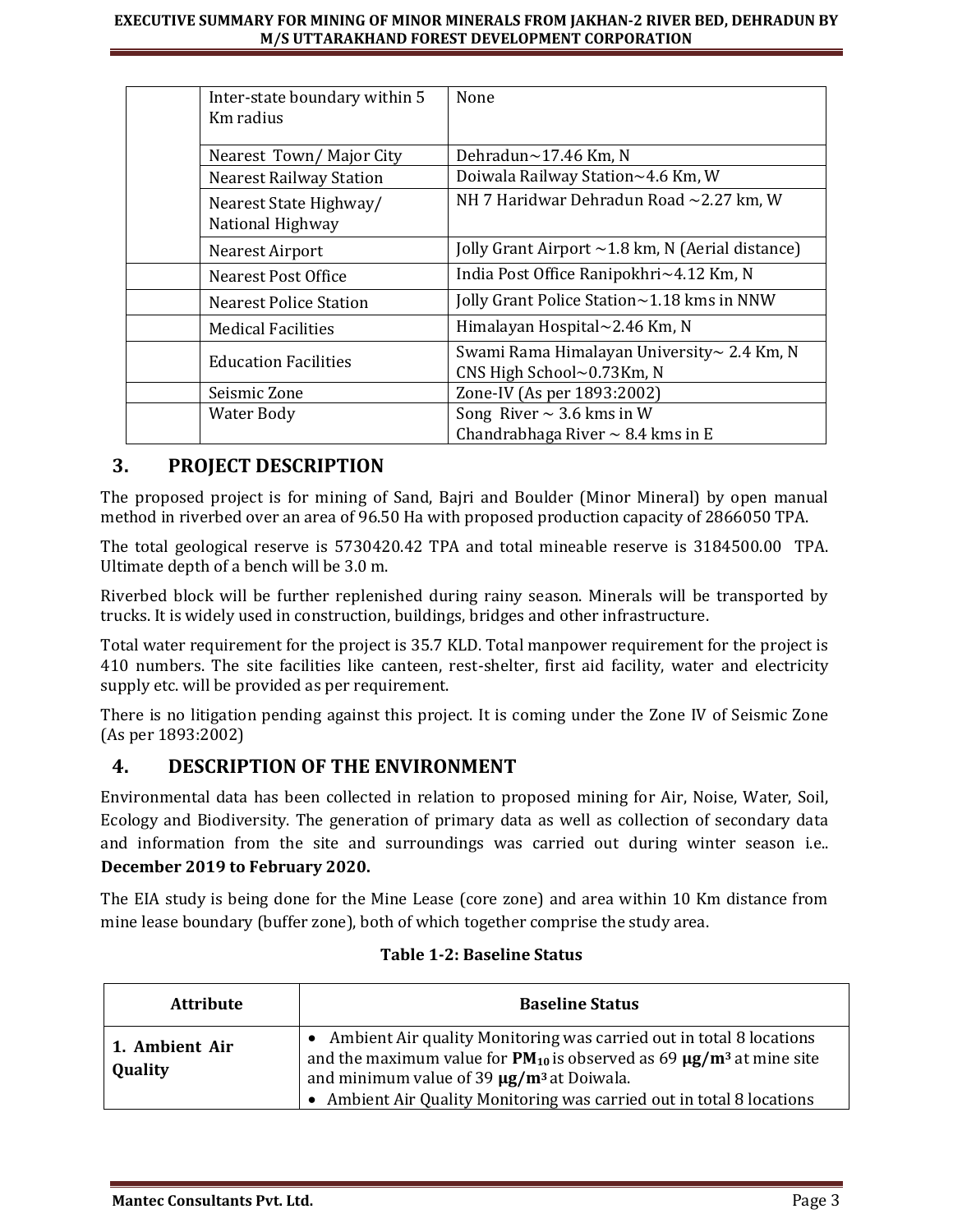| | | |
|---|---|---|
| | Inter-state boundary within 5 Km radius | None |
| | Nearest Town/ Major City | Dehradun~17.46 Km, N |
| | Nearest Railway Station | Doiwala Railway Station~4.6 Km, W |
| | Nearest State Highway/ National Highway | NH 7 Haridwar Dehradun Road ~2.27 km, W |
| | Nearest Airport | Jolly Grant Airport ~1.8 km, N (Aerial distance) |
| | Nearest Post Office | India Post Office Ranipokhri~4.12 Km, N |
| | Nearest Police Station | Jolly Grant Police Station~1.18 kms in NNW |
| | Medical Facilities | Himalayan Hospital~2.46 Km, N |
| | Education Facilities | Swami Rama Himalayan University~ 2.4 Km, N<br>CNS High School~0.73Km, N |
| | Seismic Zone | Zone-IV (As per 1893:2002) |
| | Water Body | Song River ~ 3.6 kms in W<br>Chandrabhaga River ~ 8.4 kms in E |

## 3. PROJECT DESCRIPTION

The proposed project is for mining of Sand, Bajri and Boulder (Minor Mineral) by open manual method in riverbed over an area of 96.50 Ha with proposed production capacity of 2866050 TPA.

The total geological reserve is 5730420.42 TPA and total mineable reserve is 3184500.00 TPA. Ultimate depth of a bench will be 3.0 m.

Riverbed block will be further replenished during rainy season. Minerals will be transported by trucks. It is widely used in construction, buildings, bridges and other infrastructure.

Total water requirement for the project is 35.7 KLD. Total manpower requirement for the project is 410 numbers. The site facilities like canteen, rest-shelter, first aid facility, water and electricity supply etc. will be provided as per requirement.

There is no litigation pending against this project. It is coming under the Zone IV of Seismic Zone (As per 1893:2002)

## 4. DESCRIPTION OF THE ENVIRONMENT

Environmental data has been collected in relation to proposed mining for Air, Noise, Water, Soil, Ecology and Biodiversity. The generation of primary data as well as collection of secondary data and information from the site and surroundings was carried out during winter season i.e.. **December 2019 to February 2020.**

The EIA study is being done for the Mine Lease (core zone) and area within 10 Km distance from mine lease boundary (buffer zone), both of which together comprise the study area.

**Table 1-2: Baseline Status**

| Attribute | Baseline Status |
|---|---|
| **1. Ambient Air Quality** | • Ambient Air quality Monitoring was carried out in total 8 locations and the maximum value for $PM_{10}$ is observed as 69 **µg/m³** at mine site and minimum value of 39 **µg/m³** at Doiwala.<br>• Ambient Air Quality Monitoring was carried out in total 8 locations |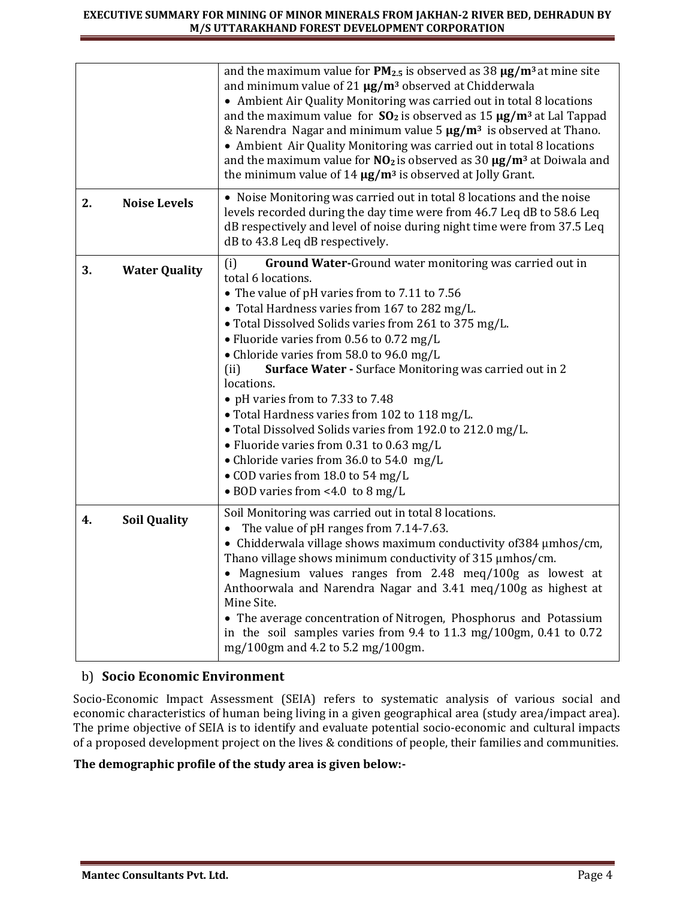| | |
|---|---|
| | and the maximum value for **$PM_{2.5}$** is observed as 38 **μg/m³** at mine site and minimum value of 21 **μg/m³** observed at Chidderwala<br>• Ambient Air Quality Monitoring was carried out in total 8 locations and the maximum value for **$SO_2$** is observed as 15 **μg/m³** at Lal Tappad & Narendra Nagar and minimum value 5 **μg/m³** is observed at Thano.<br>• Ambient Air Quality Monitoring was carried out in total 8 locations and the maximum value for **$NO_2$** is observed as 30 **μg/m³** at Doiwala and the minimum value of 14 **μg/m³** is observed at Jolly Grant. |
| **2. Noise Levels** | • Noise Monitoring was carried out in total 8 locations and the noise levels recorded during the day time were from 46.7 Leq dB to 58.6 Leq dB respectively and level of noise during night time were from 37.5 Leq dB to 43.8 Leq dB respectively. |
| **3. Water Quality** | (i) **Ground Water-**Ground water monitoring was carried out in total 6 locations.<br>• The value of pH varies from to 7.11 to 7.56<br>• Total Hardness varies from 167 to 282 mg/L.<br>• Total Dissolved Solids varies from 261 to 375 mg/L.<br>• Fluoride varies from 0.56 to 0.72 mg/L<br>• Chloride varies from 58.0 to 96.0 mg/L<br>(ii) **Surface Water -** Surface Monitoring was carried out in 2 locations.<br>• pH varies from to 7.33 to 7.48<br>• Total Hardness varies from 102 to 118 mg/L.<br>• Total Dissolved Solids varies from 192.0 to 212.0 mg/L.<br>• Fluoride varies from 0.31 to 0.63 mg/L<br>• Chloride varies from 36.0 to 54.0 mg/L<br>• COD varies from 18.0 to 54 mg/L<br>• BOD varies from <4.0 to 8 mg/L |
| **4. Soil Quality** | Soil Monitoring was carried out in total 8 locations.<br>• The value of pH ranges from 7.14-7.63.<br>• Chidderwala village shows maximum conductivity of384 µmhos/cm, Thano village shows minimum conductivity of 315 µmhos/cm.<br>• Magnesium values ranges from 2.48 meq/100g as lowest at Anthoorwala and Narendra Nagar and 3.41 meq/100g as highest at Mine Site.<br>• The average concentration of Nitrogen, Phosphorus and Potassium in the soil samples varies from 9.4 to 11.3 mg/100gm, 0.41 to 0.72 mg/100gm and 4.2 to 5.2 mg/100gm. |

## b) Socio Economic Environment

Socio-Economic Impact Assessment (SEIA) refers to systematic analysis of various social and economic characteristics of human being living in a given geographical area (study area/impact area). The prime objective of SEIA is to identify and evaluate potential socio-economic and cultural impacts of a proposed development project on the lives & conditions of people, their families and communities.

**The demographic profile of the study area is given below:-**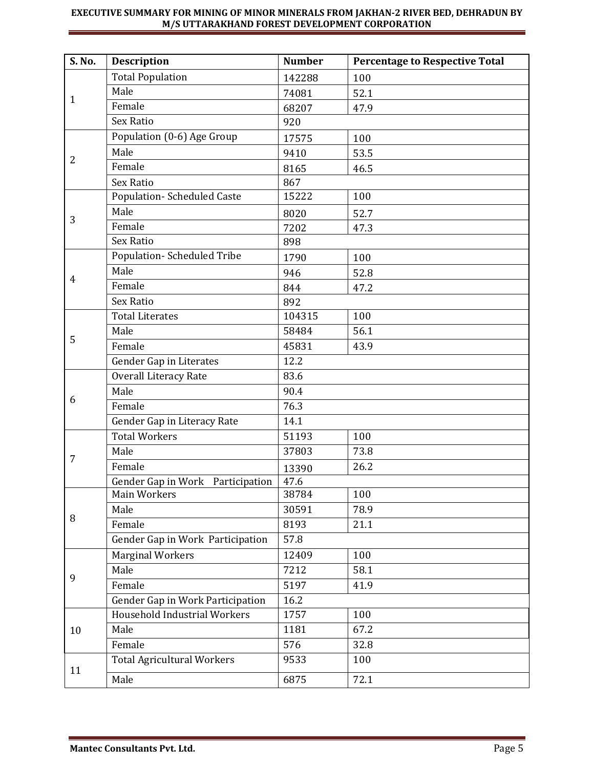| S. No. | Description | Number | Percentage to Respective Total |
|---|---|---|---|
| 1 | Total Population | 142288 | 100 |
| | Male | 74081 | 52.1 |
| | Female | 68207 | 47.9 |
| | Sex Ratio | 920 | |
| 2 | Population (0-6) Age Group | 17575 | 100 |
| | Male | 9410 | 53.5 |
| | Female | 8165 | 46.5 |
| | Sex Ratio | 867 | |
| 3 | Population- Scheduled Caste | 15222 | 100 |
| | Male | 8020 | 52.7 |
| | Female | 7202 | 47.3 |
| | Sex Ratio | 898 | |
| 4 | Population- Scheduled Tribe | 1790 | 100 |
| | Male | 946 | 52.8 |
| | Female | 844 | 47.2 |
| | Sex Ratio | 892 | |
| 5 | Total Literates | 104315 | 100 |
| | Male | 58484 | 56.1 |
| | Female | 45831 | 43.9 |
| | Gender Gap in Literates | 12.2 | |
| 6 | Overall Literacy Rate | 83.6 | |
| | Male | 90.4 | |
| | Female | 76.3 | |
| | Gender Gap in Literacy Rate | 14.1 | |
| 7 | Total Workers | 51193 | 100 |
| | Male | 37803 | 73.8 |
| | Female | 13390 | 26.2 |
| | Gender Gap in Work Participation | 47.6 | |
| 8 | Main Workers | 38784 | 100 |
| | Male | 30591 | 78.9 |
| | Female | 8193 | 21.1 |
| | Gender Gap in Work Participation | 57.8 | |
| 9 | Marginal Workers | 12409 | 100 |
| | Male | 7212 | 58.1 |
| | Female | 5197 | 41.9 |
| | Gender Gap in Work Participation | 16.2 | |
| 10 | Household Industrial Workers | 1757 | 100 |
| | Male | 1181 | 67.2 |
| | Female | 576 | 32.8 |
| 11 | Total Agricultural Workers | 9533 | 100 |
| | Male | 6875 | 72.1 |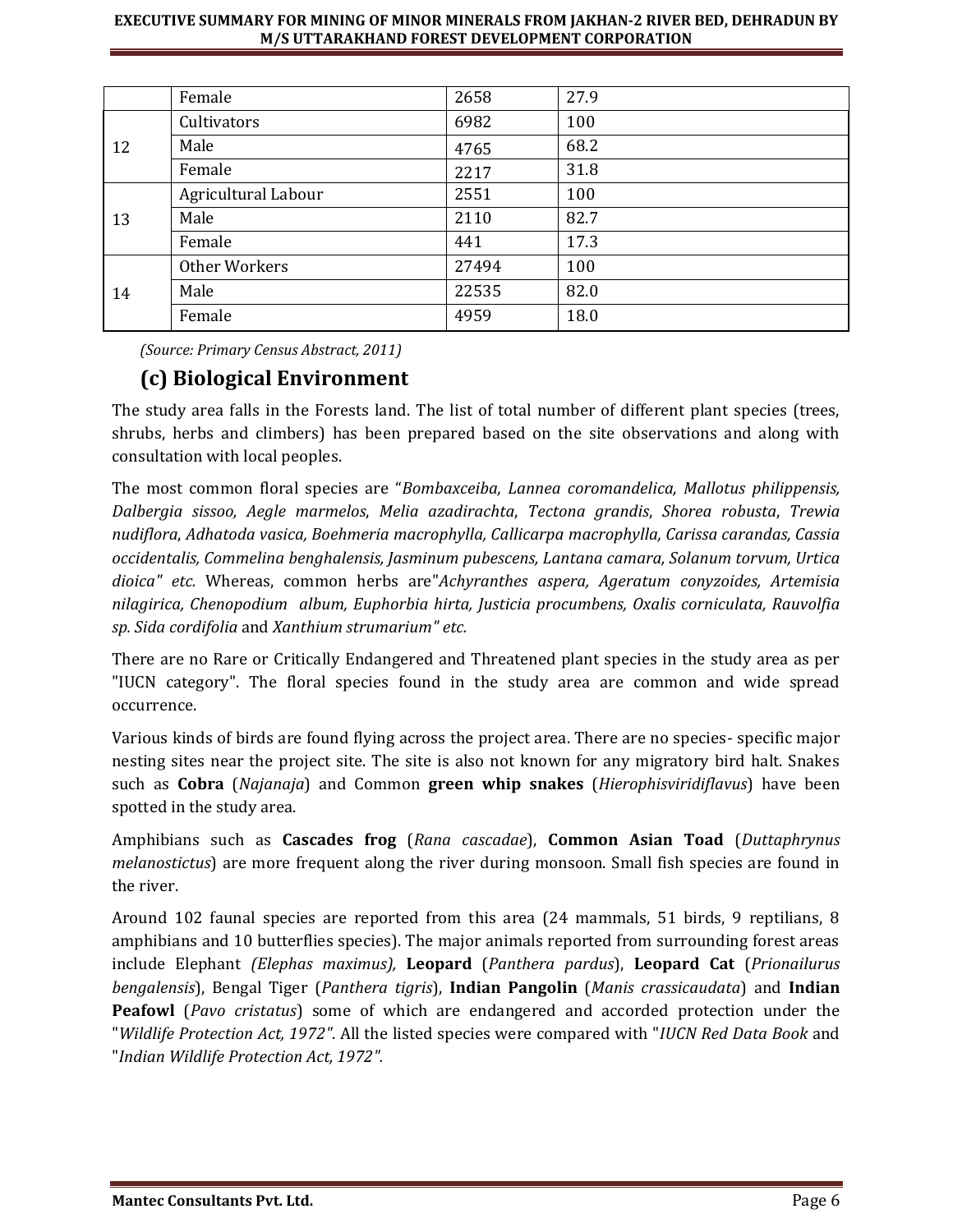| | | | |
|---|---|---|---|
| | Female | 2658 | 27.9 |
| 12 | Cultivators | 6982 | 100 |
| | Male | 4765 | 68.2 |
| | Female | 2217 | 31.8 |
| 13 | Agricultural Labour | 2551 | 100 |
| | Male | 2110 | 82.7 |
| | Female | 441 | 17.3 |
| 14 | Other Workers | 27494 | 100 |
| | Male | 22535 | 82.0 |
| | Female | 4959 | 18.0 |

*(Source: Primary Census Abstract, 2011)*

## (c) Biological Environment

The study area falls in the Forests land. The list of total number of different plant species (trees, shrubs, herbs and climbers) has been prepared based on the site observations and along with consultation with local peoples.

The most common floral species are "*Bombaxceiba, Lannea coromandelica, Mallotus philippensis, Dalbergia sissoo, Aegle marmelos*, *Melia azadirachta*, *Tectona grandis*, *Shorea robusta*, *Trewia nudiflora*, *Adhatoda vasica, Boehmeria macrophylla, Callicarpa macrophylla, Carissa carandas, Cassia occidentalis, Commelina benghalensis, Jasminum pubescens, Lantana camara, Solanum torvum, Urtica dioica" etc.* Whereas, common herbs are"*Achyranthes aspera, Ageratum conyzoides, Artemisia nilagirica, Chenopodium album, Euphorbia hirta, Justicia procumbens, Oxalis corniculata, Rauvolfia sp. Sida cordifolia* and *Xanthium strumarium" etc.*

There are no Rare or Critically Endangered and Threatened plant species in the study area as per "IUCN category". The floral species found in the study area are common and wide spread occurrence.

Various kinds of birds are found flying across the project area. There are no species- specific major nesting sites near the project site. The site is also not known for any migratory bird halt. Snakes such as **Cobra** (*Najanaja*) and Common **green whip snakes** (*Hierophisviridiflavus*) have been spotted in the study area.

Amphibians such as **Cascades frog** (*Rana cascadae*), **Common Asian Toad** (*Duttaphrynus melanostictus*) are more frequent along the river during monsoon. Small fish species are found in the river.

Around 102 faunal species are reported from this area (24 mammals, 51 birds, 9 reptilians, 8 amphibians and 10 butterflies species). The major animals reported from surrounding forest areas include Elephant *(Elephas maximus),* **Leopard** (*Panthera pardus*), **Leopard Cat** (*Prionailurus bengalensis*), Bengal Tiger (*Panthera tigris*), **Indian Pangolin** (*Manis crassicaudata*) and **Indian Peafowl** (*Pavo cristatus*) some of which are endangered and accorded protection under the "*Wildlife Protection Act, 1972"*. All the listed species were compared with "*IUCN Red Data Book* and "*Indian Wildlife Protection Act, 1972".*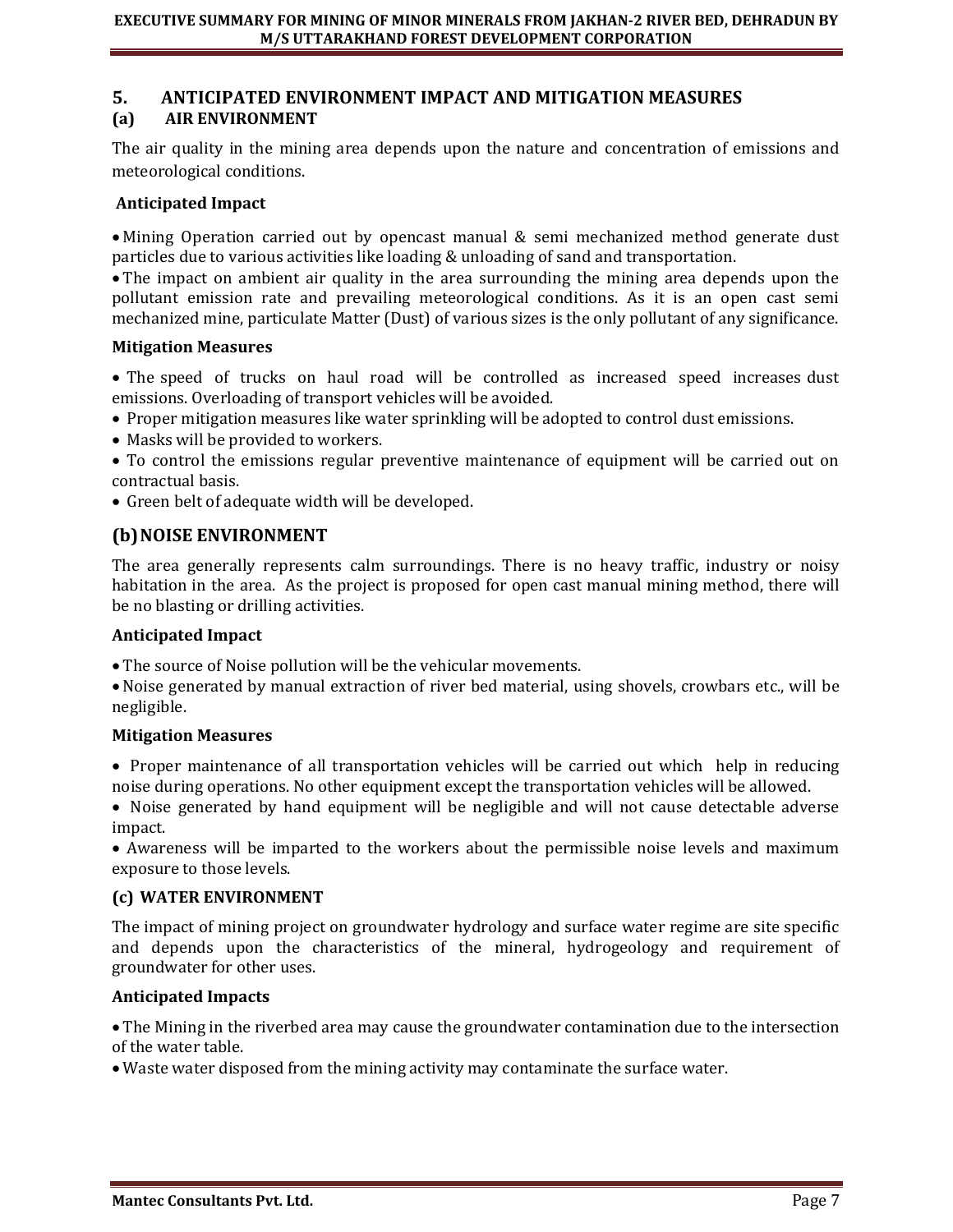## 5. ANTICIPATED ENVIRONMENT IMPACT AND MITIGATION MEASURES

### (a) AIR ENVIRONMENT

The air quality in the mining area depends upon the nature and concentration of emissions and meteorological conditions.

**Anticipated Impact**

- Mining Operation carried out by opencast manual & semi mechanized method generate dust particles due to various activities like loading & unloading of sand and transportation.
- The impact on ambient air quality in the area surrounding the mining area depends upon the pollutant emission rate and prevailing meteorological conditions. As it is an open cast semi mechanized mine, particulate Matter (Dust) of various sizes is the only pollutant of any significance.

**Mitigation Measures**

- The speed of trucks on haul road will be controlled as increased speed increases dust emissions. Overloading of transport vehicles will be avoided.
- Proper mitigation measures like water sprinkling will be adopted to control dust emissions.
- Masks will be provided to workers.
- To control the emissions regular preventive maintenance of equipment will be carried out on contractual basis.
- Green belt of adequate width will be developed.

### (b) NOISE ENVIRONMENT

The area generally represents calm surroundings. There is no heavy traffic, industry or noisy habitation in the area. As the project is proposed for open cast manual mining method, there will be no blasting or drilling activities.

**Anticipated Impact**

- The source of Noise pollution will be the vehicular movements.
- Noise generated by manual extraction of river bed material, using shovels, crowbars etc., will be negligible.

**Mitigation Measures**

- Proper maintenance of all transportation vehicles will be carried out which help in reducing noise during operations. No other equipment except the transportation vehicles will be allowed.
- Noise generated by hand equipment will be negligible and will not cause detectable adverse impact.
- Awareness will be imparted to the workers about the permissible noise levels and maximum exposure to those levels.

### (c) WATER ENVIRONMENT

The impact of mining project on groundwater hydrology and surface water regime are site specific and depends upon the characteristics of the mineral, hydrogeology and requirement of groundwater for other uses.

**Anticipated Impacts**

- The Mining in the riverbed area may cause the groundwater contamination due to the intersection of the water table.
- Waste water disposed from the mining activity may contaminate the surface water.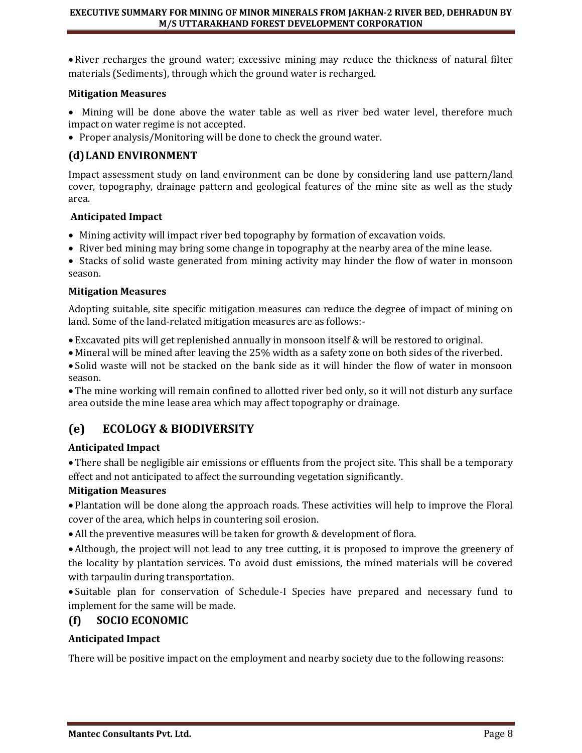- River recharges the ground water; excessive mining may reduce the thickness of natural filter materials (Sediments), through which the ground water is recharged.

**Mitigation Measures**

- Mining will be done above the water table as well as river bed water level, therefore much impact on water regime is not accepted.
- Proper analysis/Monitoring will be done to check the ground water.

## (d) LAND ENVIRONMENT

Impact assessment study on land environment can be done by considering land use pattern/land cover, topography, drainage pattern and geological features of the mine site as well as the study area.

**Anticipated Impact**

- Mining activity will impact river bed topography by formation of excavation voids.
- River bed mining may bring some change in topography at the nearby area of the mine lease.
- Stacks of solid waste generated from mining activity may hinder the flow of water in monsoon season.

**Mitigation Measures**

Adopting suitable, site specific mitigation measures can reduce the degree of impact of mining on land. Some of the land-related mitigation measures are as follows:-

- Excavated pits will get replenished annually in monsoon itself & will be restored to original.
- Mineral will be mined after leaving the 25% width as a safety zone on both sides of the riverbed.
- Solid waste will not be stacked on the bank side as it will hinder the flow of water in monsoon season.
- The mine working will remain confined to allotted river bed only, so it will not disturb any surface area outside the mine lease area which may affect topography or drainage.

## (e) ECOLOGY & BIODIVERSITY

**Anticipated Impact**

- There shall be negligible air emissions or effluents from the project site. This shall be a temporary effect and not anticipated to affect the surrounding vegetation significantly.

**Mitigation Measures**

- Plantation will be done along the approach roads. These activities will help to improve the Floral cover of the area, which helps in countering soil erosion.
- All the preventive measures will be taken for growth & development of flora.
- Although, the project will not lead to any tree cutting, it is proposed to improve the greenery of the locality by plantation services. To avoid dust emissions, the mined materials will be covered with tarpaulin during transportation.
- Suitable plan for conservation of Schedule-I Species have prepared and necessary fund to implement for the same will be made.

## (f) SOCIO ECONOMIC

**Anticipated Impact**

There will be positive impact on the employment and nearby society due to the following reasons: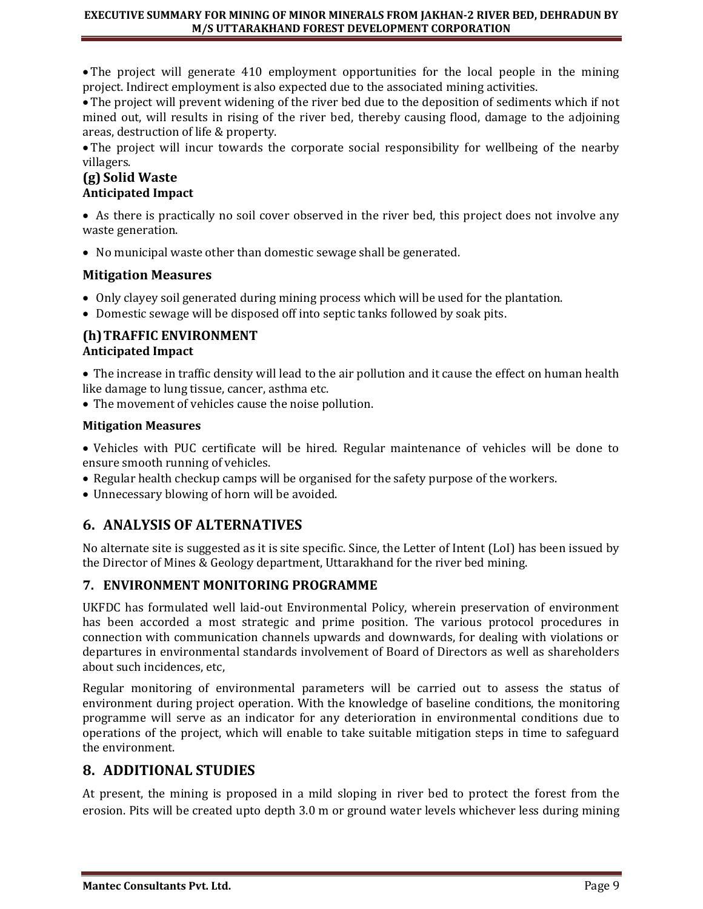- The project will generate 410 employment opportunities for the local people in the mining project. Indirect employment is also expected due to the associated mining activities.
- The project will prevent widening of the river bed due to the deposition of sediments which if not mined out, will results in rising of the river bed, thereby causing flood, damage to the adjoining areas, destruction of life & property.
- The project will incur towards the corporate social responsibility for wellbeing of the nearby villagers.

### (g) Solid Waste

**Anticipated Impact**

- As there is practically no soil cover observed in the river bed, this project does not involve any waste generation.
- No municipal waste other than domestic sewage shall be generated.

### Mitigation Measures

- Only clayey soil generated during mining process which will be used for the plantation.
- Domestic sewage will be disposed off into septic tanks followed by soak pits.

### (h) TRAFFIC ENVIRONMENT

**Anticipated Impact**

- The increase in traffic density will lead to the air pollution and it cause the effect on human health like damage to lung tissue, cancer, asthma etc.
- The movement of vehicles cause the noise pollution.

**Mitigation Measures**

- Vehicles with PUC certificate will be hired. Regular maintenance of vehicles will be done to ensure smooth running of vehicles.
- Regular health checkup camps will be organised for the safety purpose of the workers.
- Unnecessary blowing of horn will be avoided.

## 6. ANALYSIS OF ALTERNATIVES

No alternate site is suggested as it is site specific. Since, the Letter of Intent (LoI) has been issued by the Director of Mines & Geology department, Uttarakhand for the river bed mining.

## 7. ENVIRONMENT MONITORING PROGRAMME

UKFDC has formulated well laid-out Environmental Policy, wherein preservation of environment has been accorded a most strategic and prime position. The various protocol procedures in connection with communication channels upwards and downwards, for dealing with violations or departures in environmental standards involvement of Board of Directors as well as shareholders about such incidences, etc,

Regular monitoring of environmental parameters will be carried out to assess the status of environment during project operation. With the knowledge of baseline conditions, the monitoring programme will serve as an indicator for any deterioration in environmental conditions due to operations of the project, which will enable to take suitable mitigation steps in time to safeguard the environment.

## 8. ADDITIONAL STUDIES

At present, the mining is proposed in a mild sloping in river bed to protect the forest from the erosion. Pits will be created upto depth 3.0 m or ground water levels whichever less during mining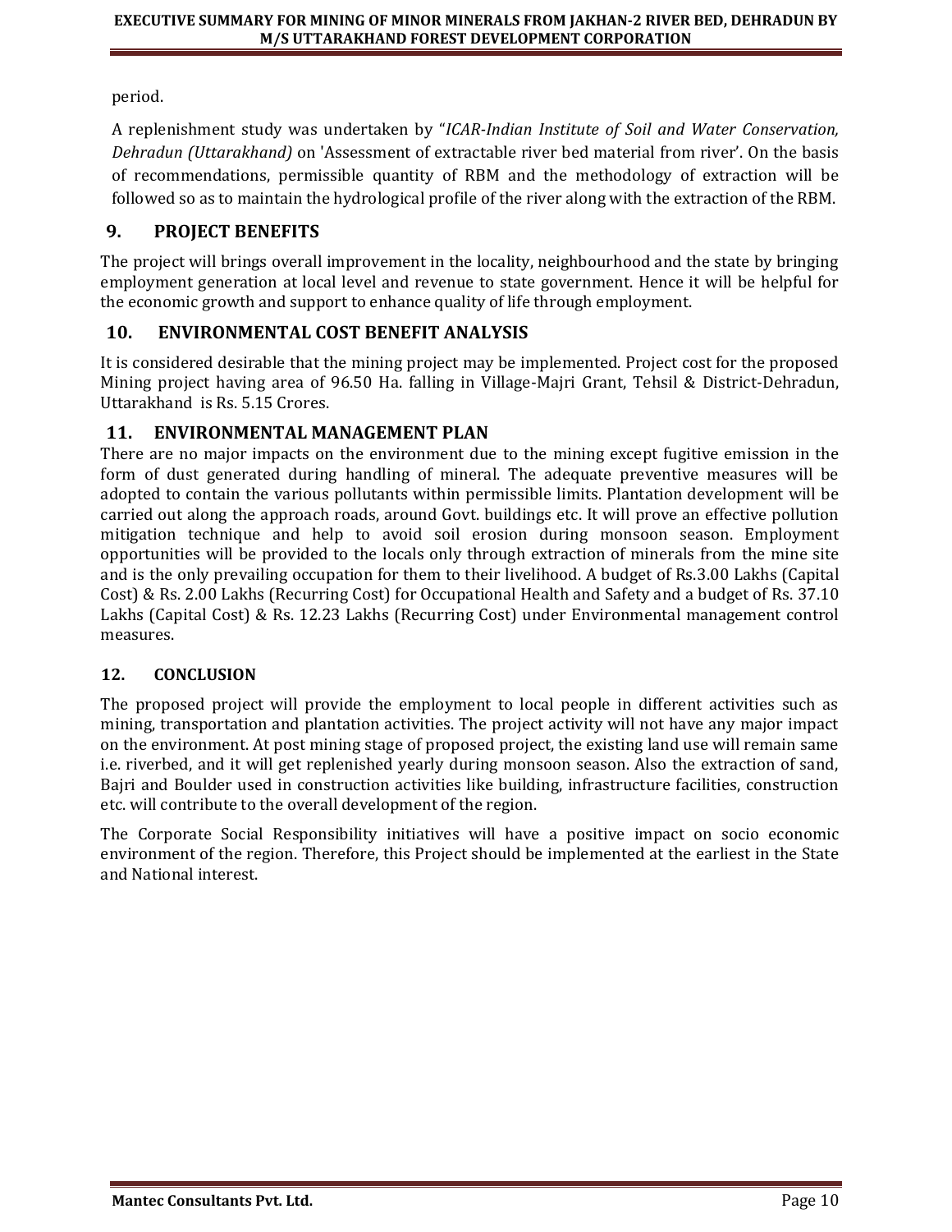period.

A replenishment study was undertaken by "*ICAR-Indian Institute of Soil and Water Conservation, Dehradun (Uttarakhand)* on 'Assessment of extractable river bed material from river'. On the basis of recommendations, permissible quantity of RBM and the methodology of extraction will be followed so as to maintain the hydrological profile of the river along with the extraction of the RBM.

## 9. PROJECT BENEFITS

The project will brings overall improvement in the locality, neighbourhood and the state by bringing employment generation at local level and revenue to state government. Hence it will be helpful for the economic growth and support to enhance quality of life through employment.

## 10. ENVIRONMENTAL COST BENEFIT ANALYSIS

It is considered desirable that the mining project may be implemented. Project cost for the proposed Mining project having area of 96.50 Ha. falling in Village-Majri Grant, Tehsil & District-Dehradun, Uttarakhand is Rs. 5.15 Crores.

## 11. ENVIRONMENTAL MANAGEMENT PLAN

There are no major impacts on the environment due to the mining except fugitive emission in the form of dust generated during handling of mineral. The adequate preventive measures will be adopted to contain the various pollutants within permissible limits. Plantation development will be carried out along the approach roads, around Govt. buildings etc. It will prove an effective pollution mitigation technique and help to avoid soil erosion during monsoon season. Employment opportunities will be provided to the locals only through extraction of minerals from the mine site and is the only prevailing occupation for them to their livelihood. A budget of Rs.3.00 Lakhs (Capital Cost) & Rs. 2.00 Lakhs (Recurring Cost) for Occupational Health and Safety and a budget of Rs. 37.10 Lakhs (Capital Cost) & Rs. 12.23 Lakhs (Recurring Cost) under Environmental management control measures.

## 12. CONCLUSION

The proposed project will provide the employment to local people in different activities such as mining, transportation and plantation activities. The project activity will not have any major impact on the environment. At post mining stage of proposed project, the existing land use will remain same i.e. riverbed, and it will get replenished yearly during monsoon season. Also the extraction of sand, Bajri and Boulder used in construction activities like building, infrastructure facilities, construction etc. will contribute to the overall development of the region.

The Corporate Social Responsibility initiatives will have a positive impact on socio economic environment of the region. Therefore, this Project should be implemented at the earliest in the State and National interest.